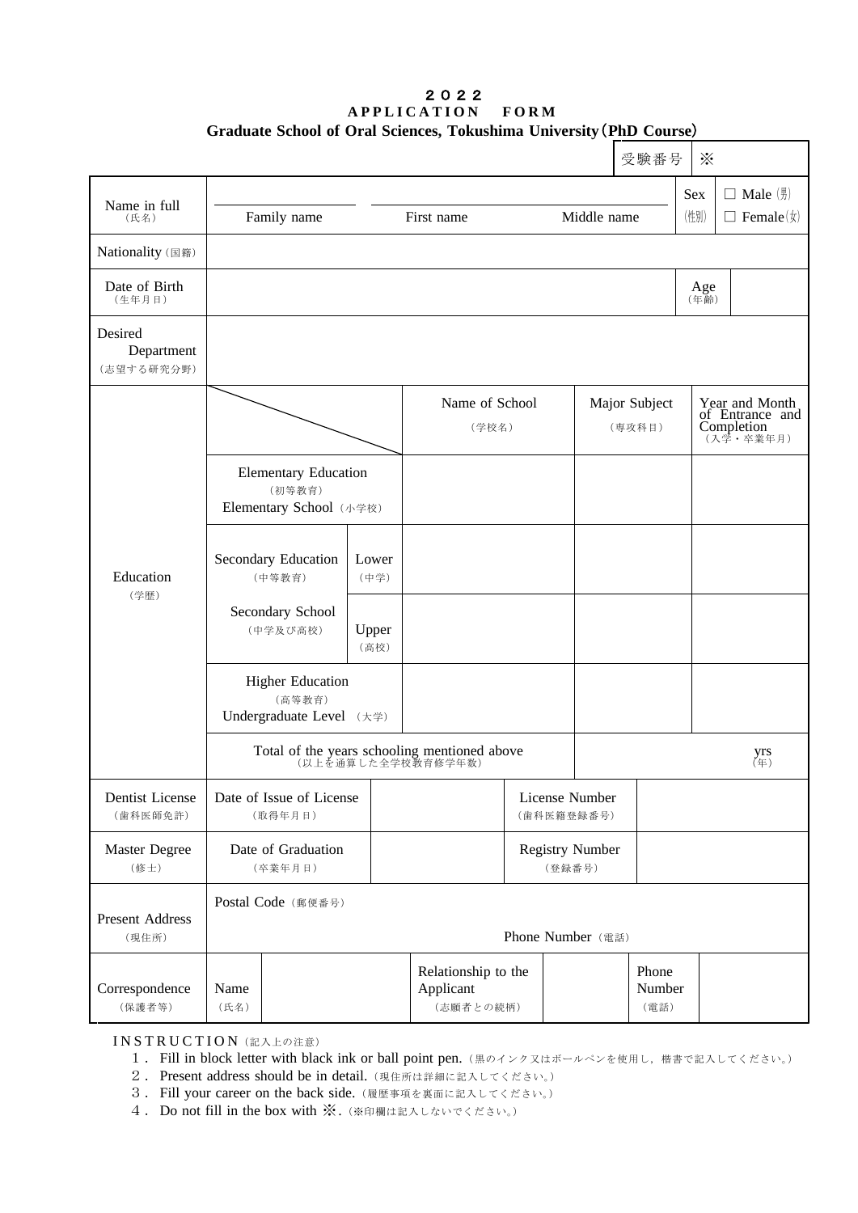# ２０２２
## APPLICATION FORM
### Graduate School of Oral Sciences, Tokushima University（PhD Course）

| 受験番号 | ※ |
|---|---|

| | | | | | | |
|---|---|---|---|---|---|---|
| Name in full（氏名） | Family name | First name | Middle name | | Sex（性別） | □ Male（男） □ Female（女） |
| Nationality（国籍） | | | | | | |
| Date of Birth（生年月日） | | | | | Age（年齢） | |
| Desired Department（志望する研究分野） | | | | | | |

| Education（学歴） | | | Name of School（学校名） | Major Subject（専攻科目） | Year and Month of Entrance and Completion（入学・卒業年月） |
|---|---|---|---|---|---|
| | Elementary Education（初等教育） Elementary School（小学校） | | | | |
| | Secondary Education（中等教育） Secondary School（中学及び高校） | Lower（中学） | | | |
| | | Upper（高校） | | | |
| | Higher Education（高等教育） Undergraduate Level（大学） | | | | |
| | Total of the years schooling mentioned above（以上を通算した全学校教育修学年数） | | | yrs（年） | |

| | | | | |
|---|---|---|---|---|
| Dentist License（歯科医師免許） | Date of Issue of License（取得年月日） | | License Number（歯科医籍登録番号） | |
| Master Degree（修士） | Date of Graduation（卒業年月日） | | Registry Number（登録番号） | |
| Present Address（現住所） | Postal Code（郵便番号） | | Phone Number（電話） | |

| | | | | | | |
|---|---|---|---|---|---|---|
| Correspondence（保護者等） | Name（氏名） | | Relationship to the Applicant（志願者との続柄） | | Phone Number（電話） | |

INSTRUCTION（記入上の注意）

１．Fill in block letter with black ink or ball point pen.（黒のインク又はボールペンを使用し，楷書で記入してください。）

２．Present address should be in detail.（現住所は詳細に記入してください。）

３．Fill your career on the back side.（履歴事項を裏面に記入してください。）

４．Do not fill in the box with ※.（※印欄は記入しないでください。）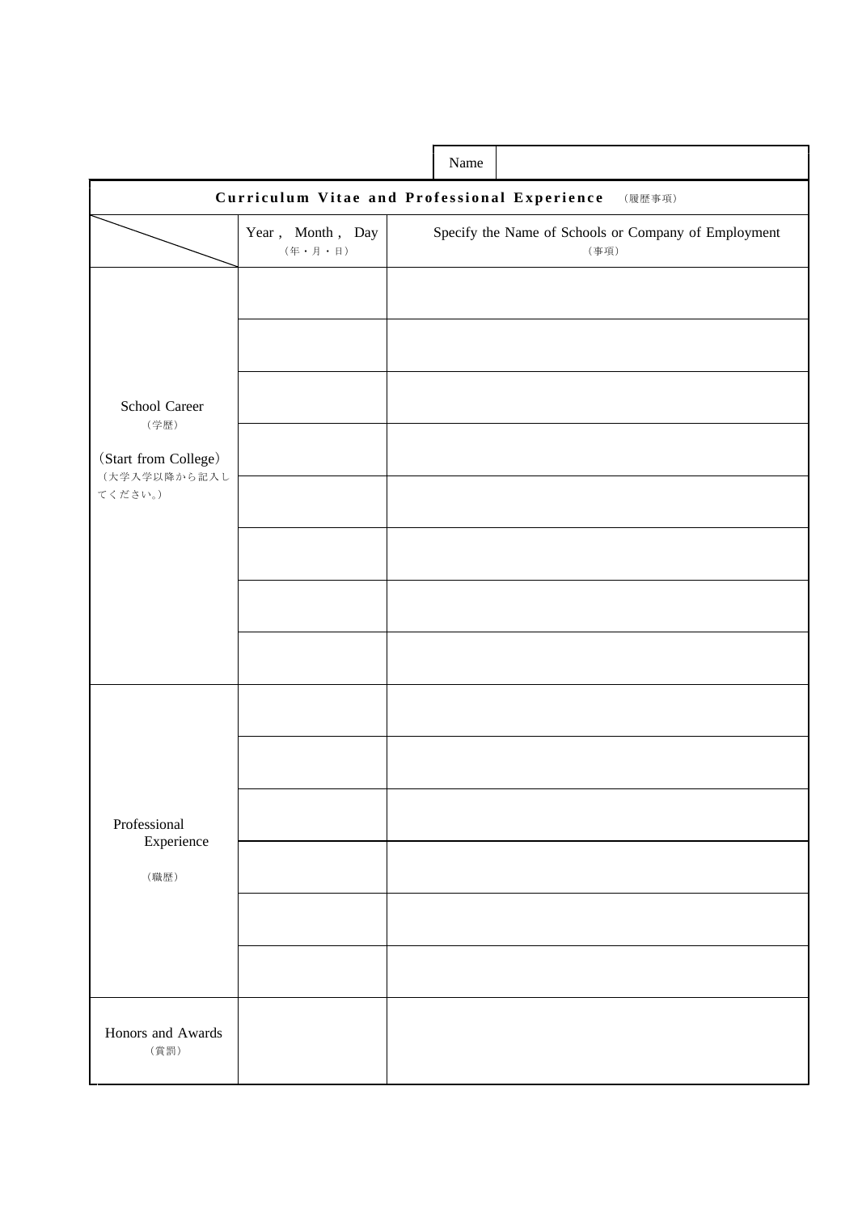| Name | |
|---|---|

| Curriculum Vitae and Professional Experience （履歴事項） | | |
|---|---|---|
| | Year , Month , Day （年・月・日） | Specify the Name of Schools or Company of Employment （事項） |
| School Career （学歴） (Start from College) （大学入学以降から記入してください。） | | |
| | | |
| | | |
| | | |
| | | |
| | | |
| | | |
| | | |
| Professional Experience （職歴） | | |
| | | |
| | | |
| | | |
| | | |
| | | |
| Honors and Awards （賞罰） | | |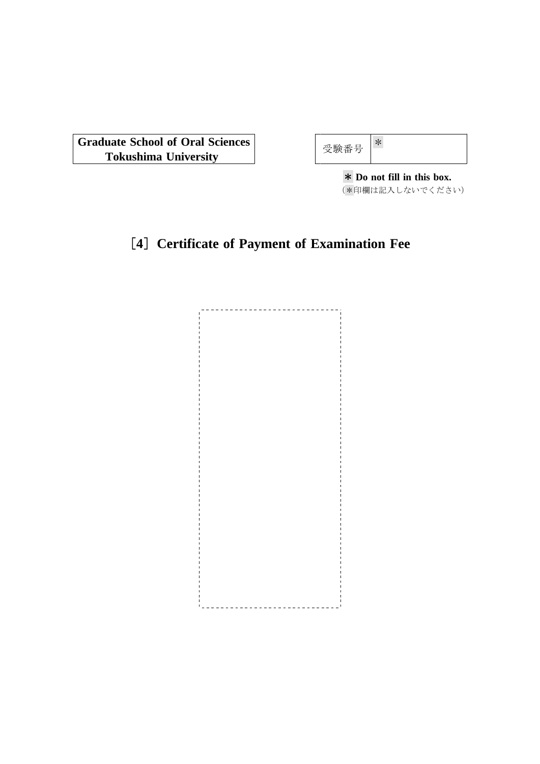| Graduate School of Oral Sciences Tokushima University |
| --- |

| 受験番号 | * |
| --- | --- |

**＊ Do not fill in this box.**
（＊印欄は記入しないでください）

## ［4］Certificate of Payment of Examination Fee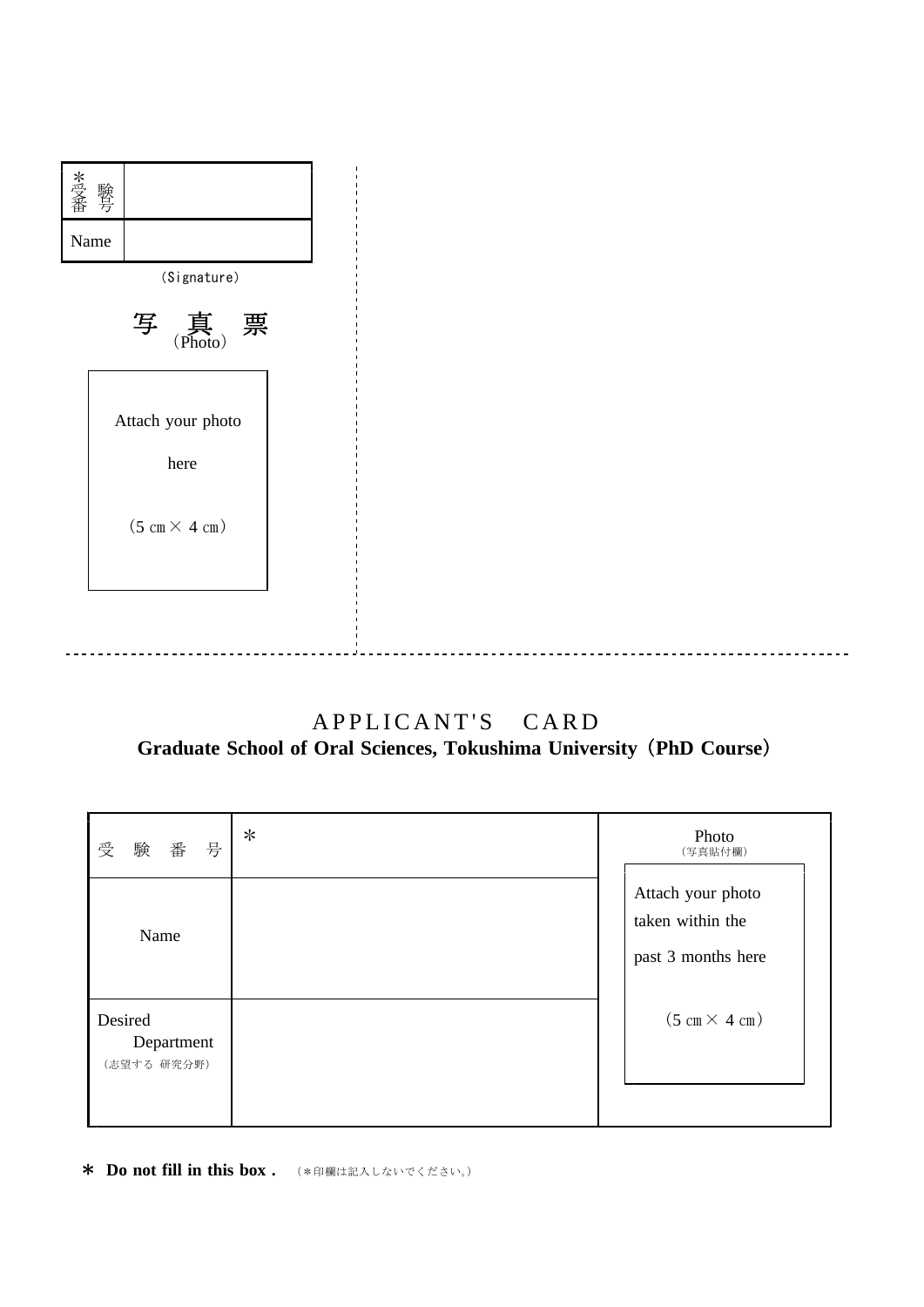| ＊受験番号 | |
|---|---|
| Name | |

(Signature)

写　真　票
(Photo)

Attach your photo

here

(5 ㎝× 4 ㎝)

---

# APPLICANT'S　CARD

**Graduate School of Oral Sciences, Tokushima University（PhD Course）**

| 受　験　番　号 | ＊ | Photo (写真貼付欄) Attach your photo taken within the past 3 months here (5 ㎝× 4 ㎝) |
|---|---|---|
| Name | | |
| Desired Department (志望する 研究分野) | | |

＊ **Do not fill in this box .** （＊印欄は記入しないでください。）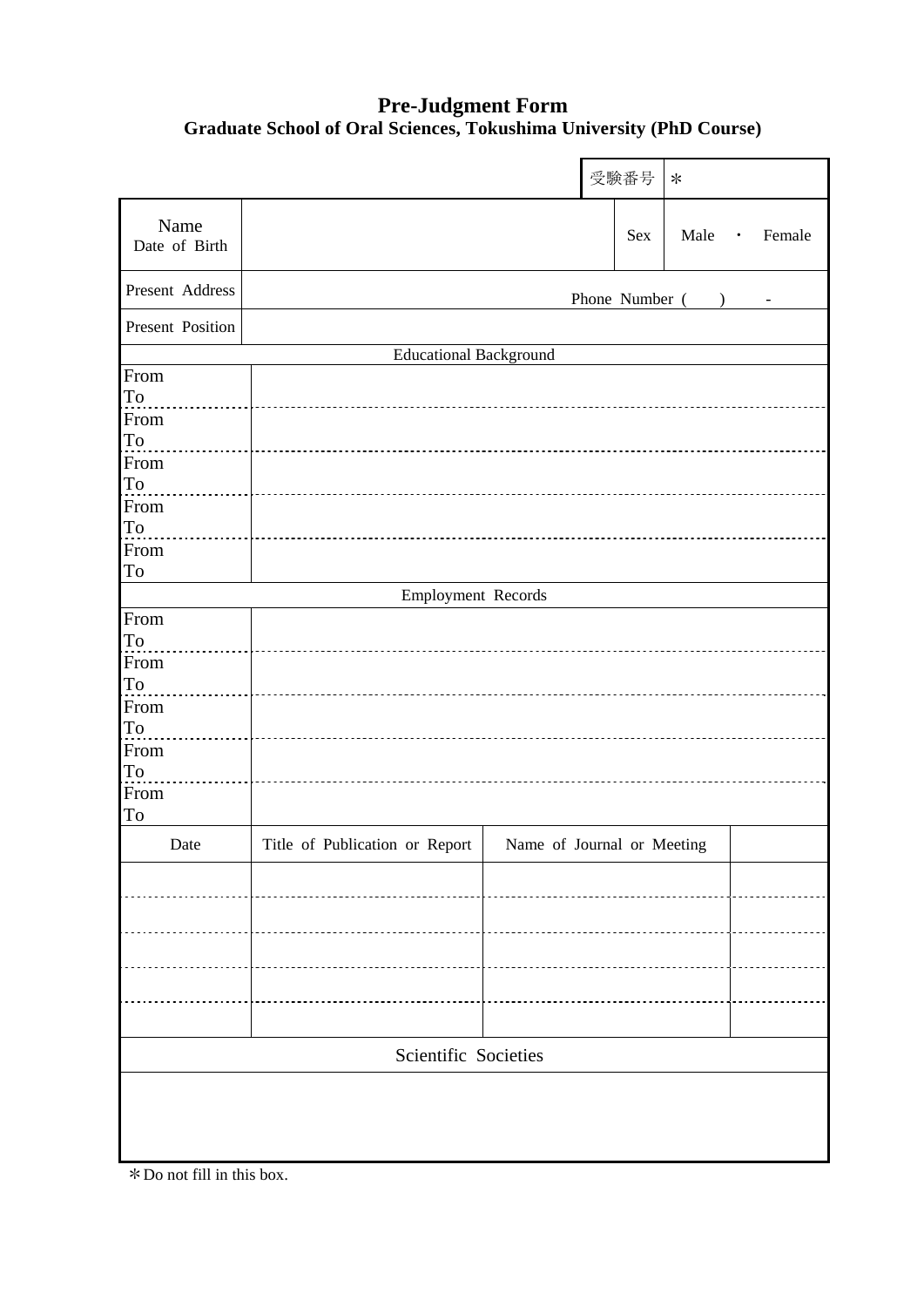# Pre-Judgment Form

**Graduate School of Oral Sciences, Tokushima University (PhD Course)**

| 受験番号 | ＊ |
|---|---|
| | |

| Name<br>Date of Birth | | Sex | Male ・ Female |
|---|---|---|---|
| Present Address | Phone Number ( ) - | | |
| Present Position | | | |

| Educational Background | |
|---|---|
| From<br>To | |
| From<br>To | |
| From<br>To | |
| From<br>To | |
| From<br>To | |

| Employment Records | |
|---|---|
| From<br>To | |
| From<br>To | |
| From<br>To | |
| From<br>To | |
| From<br>To | |

| Date | Title of Publication or Report | Name of Journal or Meeting | |
|---|---|---|---|
| | | | |
| | | | |
| | | | |
| | | | |
| | | | |

| Scientific Societies |
|---|
| |

＊Do not fill in this box.